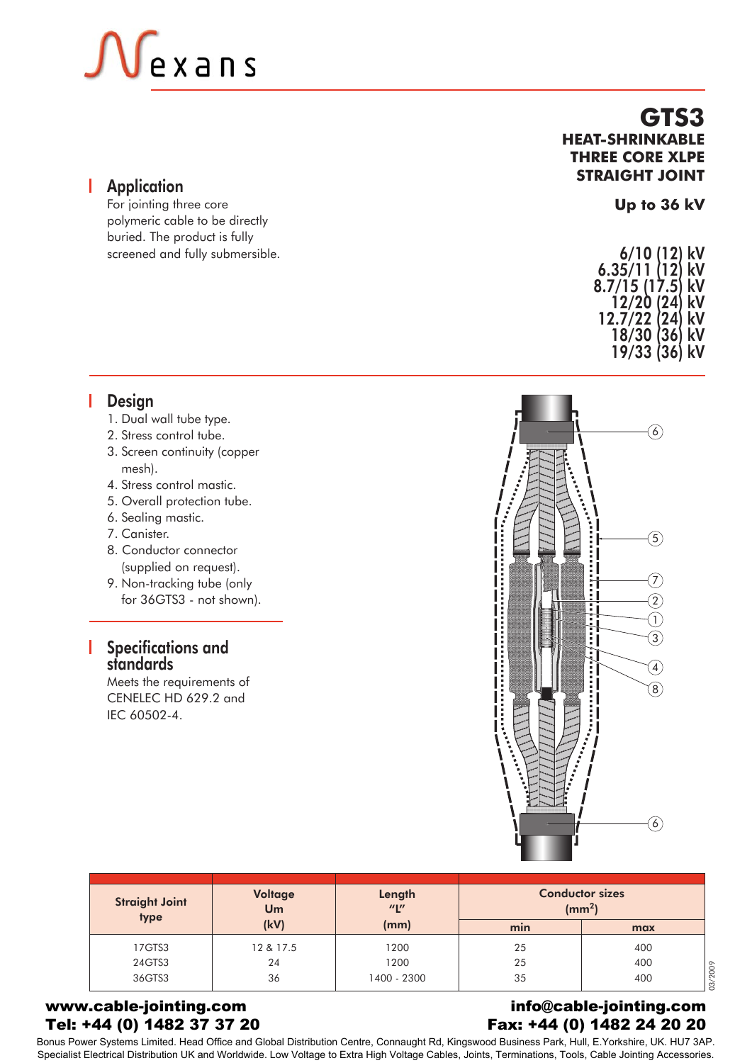Nexans

# GTS3

## HEAT-SHRINKABLE THREE CORE XLPE STRAIGHT JOINT

**Up to 36 kV**

6/10 (12) kV
6.35/11 (12) kV
8.7/15 (17.5) kV
12/20 (24) kV
12.7/22 (24) kV
18/30 (36) kV
19/33 (36) kV

## Application

For jointing three core polymeric cable to be directly buried. The product is fully screened and fully submersible.

## Design

1. Dual wall tube type.
2. Stress control tube.
3. Screen continuity (copper mesh).
4. Stress control mastic.
5. Overall protection tube.
6. Sealing mastic.
7. Canister.
8. Conductor connector (supplied on request).
9. Non-tracking tube (only for 36GTS3 - not shown).

## Specifications and standards

Meets the requirements of CENELEC HD 629.2 and IEC 60502-4.

| Straight Joint type | Voltage Um (kV) | Length "L" (mm) | Conductor sizes ($mm^2$) | |
|---|---|---|---|---|
| | | | min | max |
| 17GTS3 | 12 & 17.5 | 1200 | 25 | 400 |
| 24GTS3 | 24 | 1200 | 25 | 400 |
| 36GTS3 | 36 | 1400 - 2300 | 35 | 400 |

03/2009

**www.cable-jointing.com**
**Tel: +44 (0) 1482 37 37 20**

**info@cable-jointing.com**
**Fax: +44 (0) 1482 24 20 20**

Bonus Power Systems Limited. Head Office and Global Distribution Centre, Connaught Rd, Kingswood Business Park, Hull, E.Yorkshire, UK. HU7 3AP.
Specialist Electrical Distribution UK and Worldwide. Low Voltage to Extra High Voltage Cables, Joints, Terminations, Tools, Cable Jointing Accessories.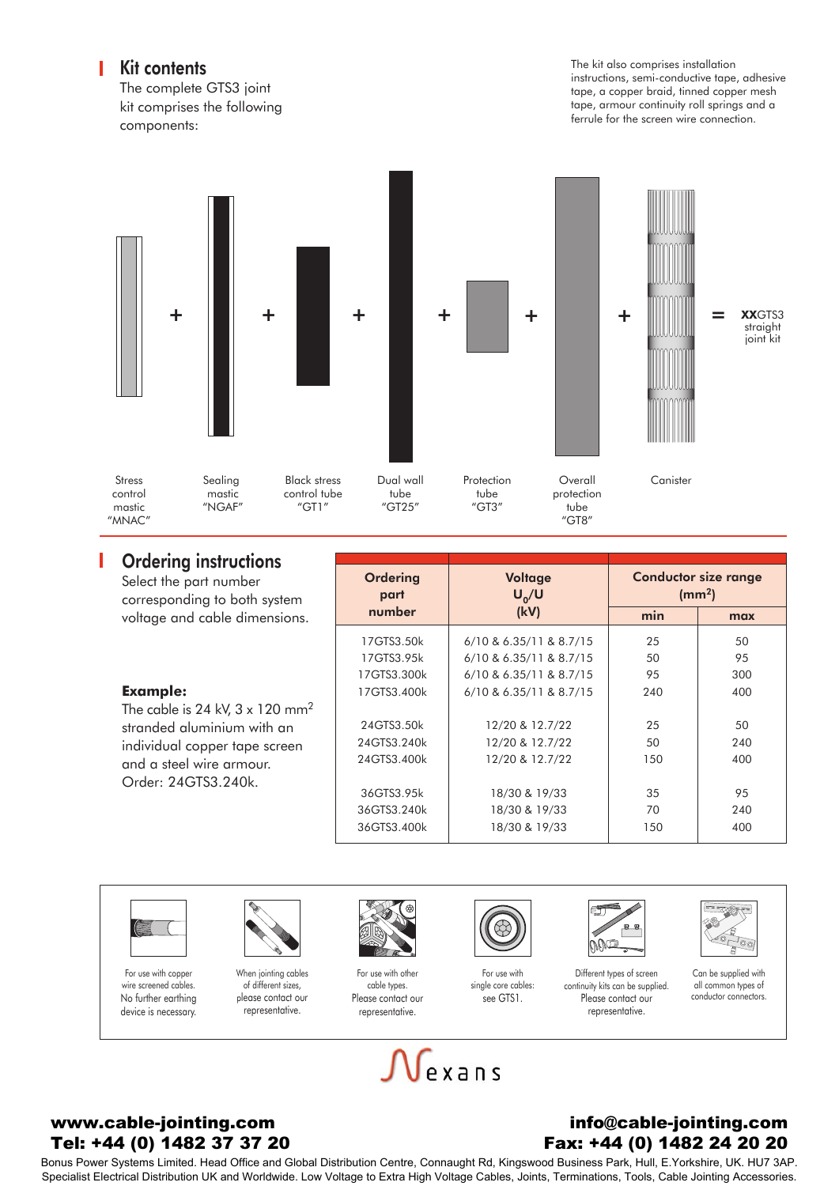## Kit contents

The complete GTS3 joint kit comprises the following components:

The kit also comprises installation instructions, semi-conductive tape, adhesive tape, a copper braid, tinned copper mesh tape, armour continuity roll springs and a ferrule for the screen wire connection.

Stress control mastic "MNAC" + Sealing mastic "NGAF" + Black stress control tube "GT1" + Dual wall tube "GT25" + Protection tube "GT3" + Overall protection tube "GT8" + Canister = **XX**GTS3 straight joint kit

## Ordering instructions

Select the part number corresponding to both system voltage and cable dimensions.

**Example:**
The cable is 24 kV, 3 x 120 mm$^2$ stranded aluminium with an individual copper tape screen and a steel wire armour.
Order: 24GTS3.240k.

| Ordering part number | Voltage $U_0/U$ (kV) | Conductor size range (mm$^2$) | |
|---|---|---|---|
| | | min | max |
| 17GTS3.50k | 6/10 & 6.35/11 & 8.7/15 | 25 | 50 |
| 17GTS3.95k | 6/10 & 6.35/11 & 8.7/15 | 50 | 95 |
| 17GTS3.300k | 6/10 & 6.35/11 & 8.7/15 | 95 | 300 |
| 17GTS3.400k | 6/10 & 6.35/11 & 8.7/15 | 240 | 400 |
| 24GTS3.50k | 12/20 & 12.7/22 | 25 | 50 |
| 24GTS3.240k | 12/20 & 12.7/22 | 50 | 240 |
| 24GTS3.400k | 12/20 & 12.7/22 | 150 | 400 |
| 36GTS3.95k | 18/30 & 19/33 | 35 | 95 |
| 36GTS3.240k | 18/30 & 19/33 | 70 | 240 |
| 36GTS3.400k | 18/30 & 19/33 | 150 | 400 |

For use with copper wire screened cables. No further earthing device is necessary.

When jointing cables of different sizes, please contact our representative.

For use with other cable types. Please contact our representative.

For use with single core cables: see GTS1.

Different types of screen continuity kits can be supplied. Please contact our representative.

Can be supplied with all common types of conductor connectors.

Nexans

**www.cable-jointing.com**
**Tel: +44 (0) 1482 37 37 20**

**info@cable-jointing.com**
**Fax: +44 (0) 1482 24 20 20**

Bonus Power Systems Limited. Head Office and Global Distribution Centre, Connaught Rd, Kingswood Business Park, Hull, E.Yorkshire, UK. HU7 3AP.
Specialist Electrical Distribution UK and Worldwide. Low Voltage to Extra High Voltage Cables, Joints, Terminations, Tools, Cable Jointing Accessories.